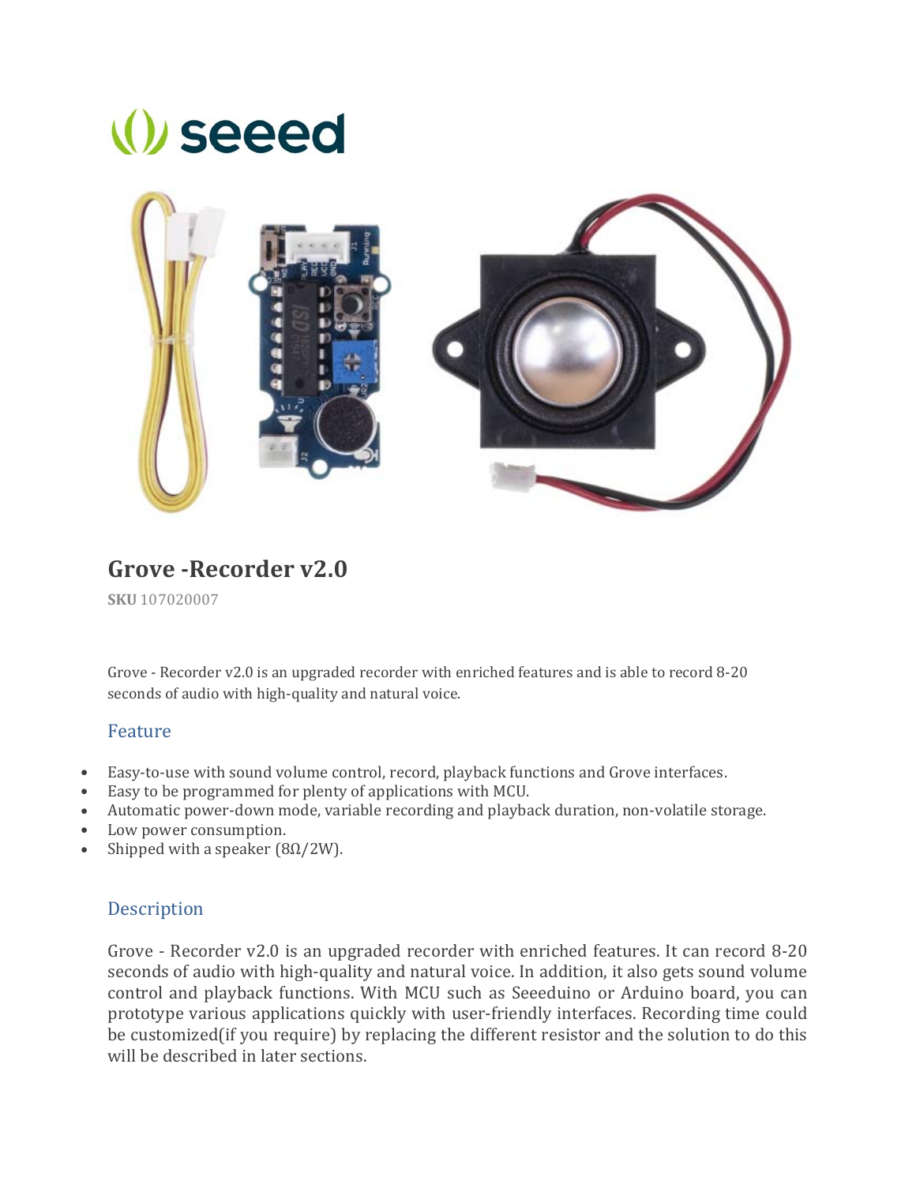# Grove -Recorder v2.0

**SKU** 107020007

Grove - Recorder v2.0 is an upgraded recorder with enriched features and is able to record 8-20 seconds of audio with high-quality and natural voice.

## Feature

- Easy-to-use with sound volume control, record, playback functions and Grove interfaces.
- Easy to be programmed for plenty of applications with MCU.
- Automatic power-down mode, variable recording and playback duration, non-volatile storage.
- Low power consumption.
- Shipped with a speaker (8Ω/2W).

## Description

Grove - Recorder v2.0 is an upgraded recorder with enriched features. It can record 8-20 seconds of audio with high-quality and natural voice. In addition, it also gets sound volume control and playback functions. With MCU such as Seeeduino or Arduino board, you can prototype various applications quickly with user-friendly interfaces. Recording time could be customized(if you require) by replacing the different resistor and the solution to do this will be described in later sections.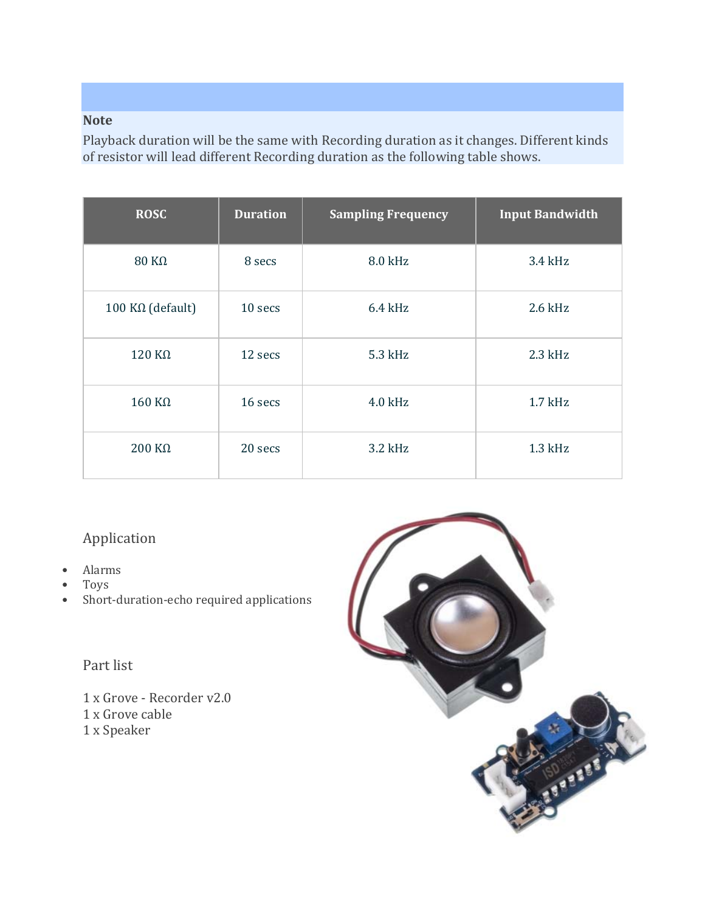**Note**

Playback duration will be the same with Recording duration as it changes. Different kinds of resistor will lead different Recording duration as the following table shows.

| ROSC | Duration | Sampling Frequency | Input Bandwidth |
| --- | --- | --- | --- |
| 80 KΩ | 8 secs | 8.0 kHz | 3.4 kHz |
| 100 KΩ (default) | 10 secs | 6.4 kHz | 2.6 kHz |
| 120 KΩ | 12 secs | 5.3 kHz | 2.3 kHz |
| 160 KΩ | 16 secs | 4.0 kHz | 1.7 kHz |
| 200 KΩ | 20 secs | 3.2 kHz | 1.3 kHz |

## Application

- Alarms
- Toys
- Short-duration-echo required applications

## Part list

1 x Grove - Recorder v2.0
1 x Grove cable
1 x Speaker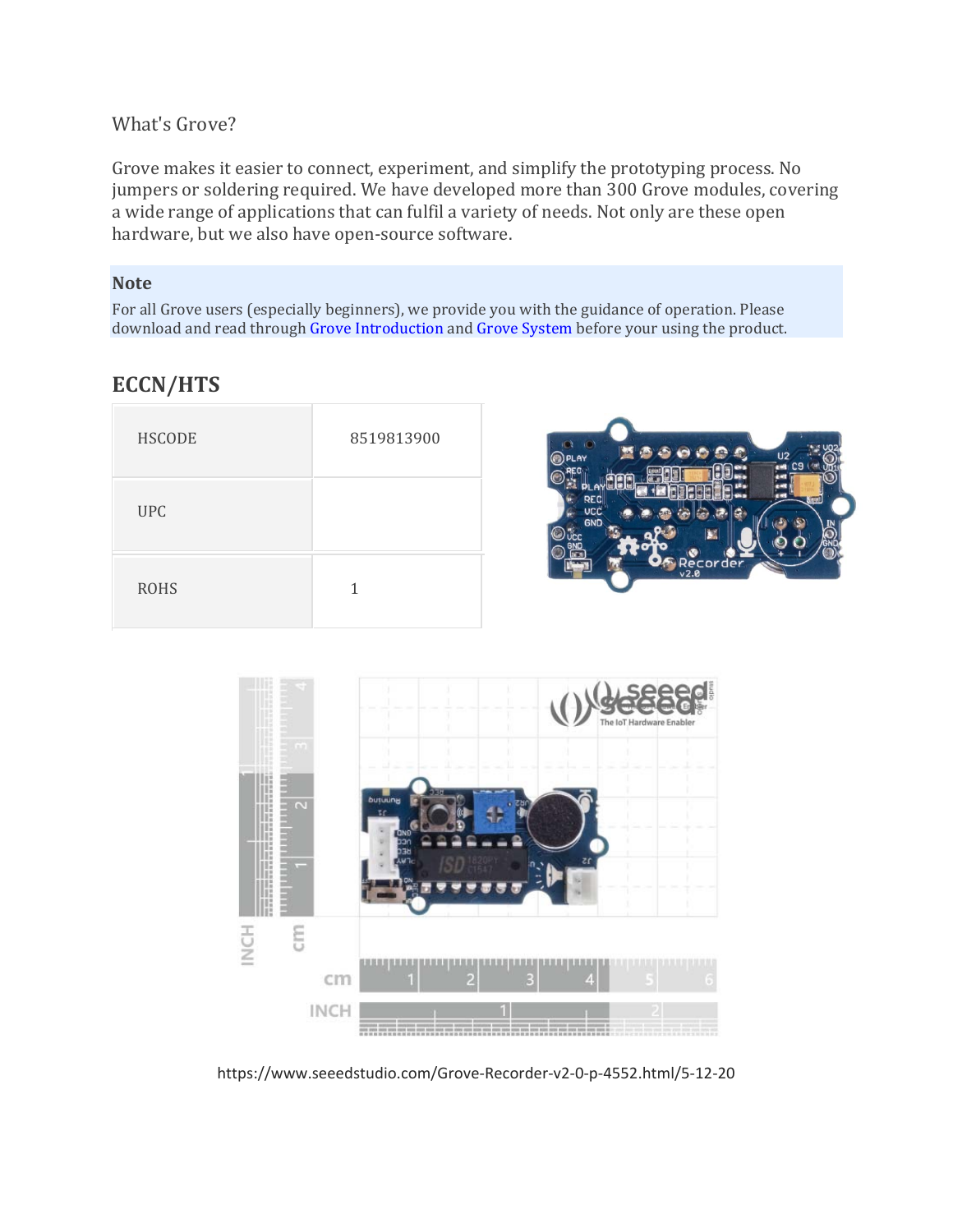What's Grove?

Grove makes it easier to connect, experiment, and simplify the prototyping process. No jumpers or soldering required. We have developed more than 300 Grove modules, covering a wide range of applications that can fulfil a variety of needs. Not only are these open hardware, but we also have open-source software.

**Note**

For all Grove users (especially beginners), we provide you with the guidance of operation. Please download and read through Grove Introduction and Grove System before your using the product.

## ECCN/HTS

| | |
|---|---|
| HSCODE | 8519813900 |
| UPC | |
| ROHS | 1 |

https://www.seeedstudio.com/Grove-Recorder-v2-0-p-4552.html/5-12-20